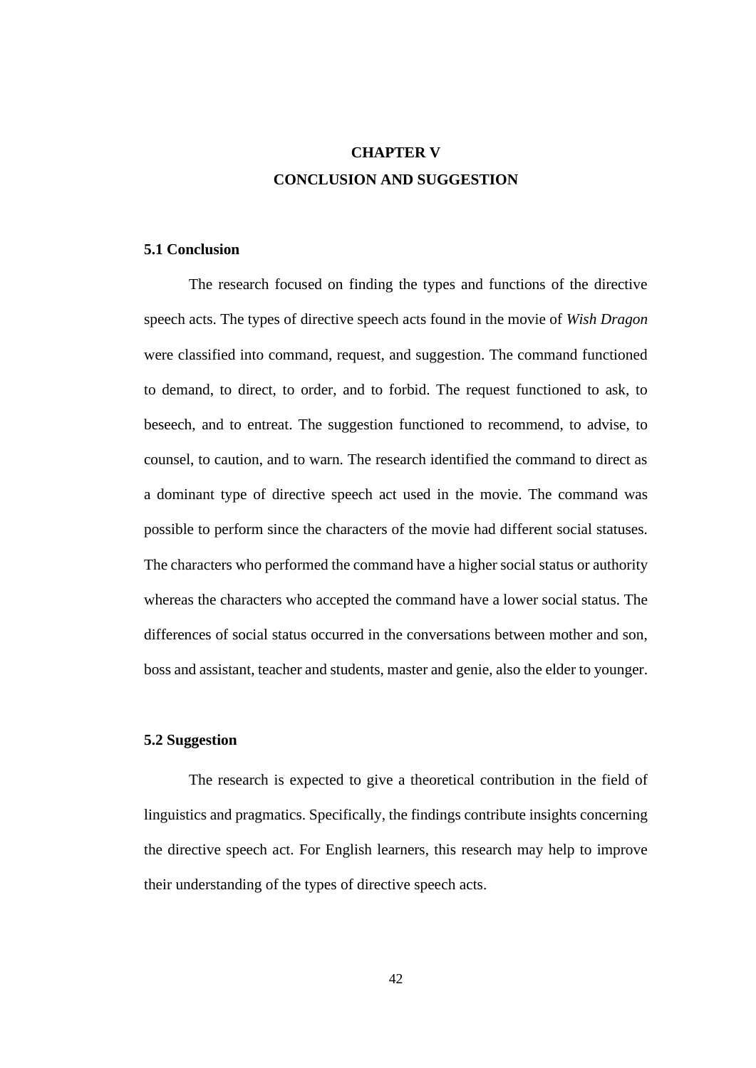# CHAPTER V
# CONCLUSION AND SUGGESTION

## 5.1 Conclusion

The research focused on finding the types and functions of the directive speech acts. The types of directive speech acts found in the movie of *Wish Dragon* were classified into command, request, and suggestion. The command functioned to demand, to direct, to order, and to forbid. The request functioned to ask, to beseech, and to entreat. The suggestion functioned to recommend, to advise, to counsel, to caution, and to warn. The research identified the command to direct as a dominant type of directive speech act used in the movie. The command was possible to perform since the characters of the movie had different social statuses. The characters who performed the command have a higher social status or authority whereas the characters who accepted the command have a lower social status. The differences of social status occurred in the conversations between mother and son, boss and assistant, teacher and students, master and genie, also the elder to younger.

## 5.2 Suggestion

The research is expected to give a theoretical contribution in the field of linguistics and pragmatics. Specifically, the findings contribute insights concerning the directive speech act. For English learners, this research may help to improve their understanding of the types of directive speech acts.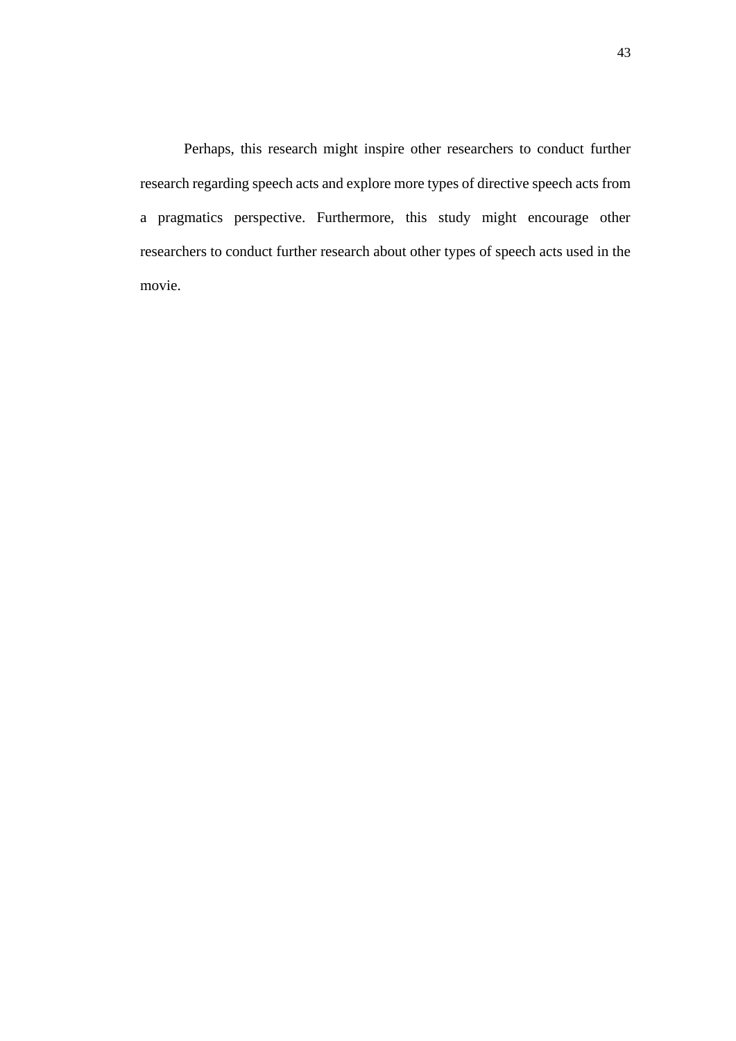Perhaps, this research might inspire other researchers to conduct further research regarding speech acts and explore more types of directive speech acts from a pragmatics perspective. Furthermore, this study might encourage other researchers to conduct further research about other types of speech acts used in the movie.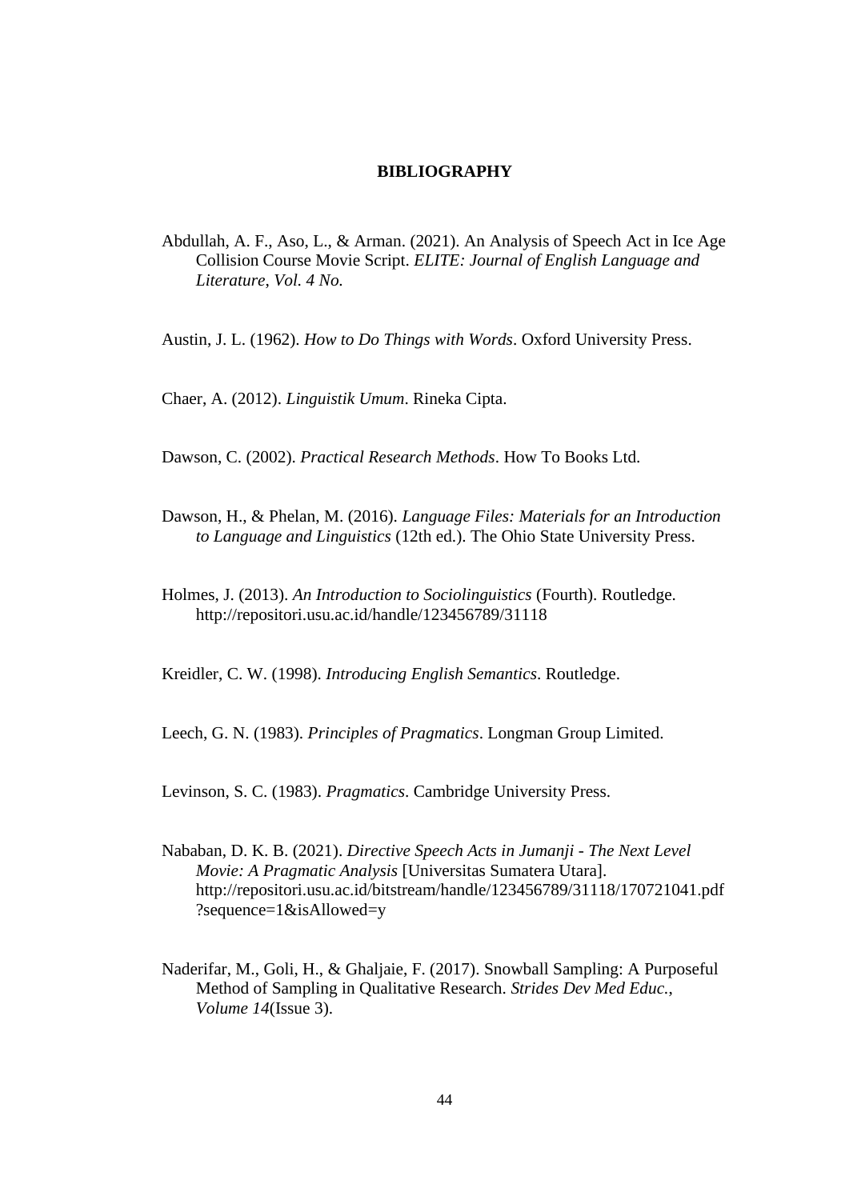**BIBLIOGRAPHY**

Abdullah, A. F., Aso, L., & Arman. (2021). An Analysis of Speech Act in Ice Age Collision Course Movie Script. *ELITE: Journal of English Language and Literature, Vol. 4 No.*

Austin, J. L. (1962). *How to Do Things with Words*. Oxford University Press.

Chaer, A. (2012). *Linguistik Umum*. Rineka Cipta.

Dawson, C. (2002). *Practical Research Methods*. How To Books Ltd.

Dawson, H., & Phelan, M. (2016). *Language Files: Materials for an Introduction to Language and Linguistics* (12th ed.). The Ohio State University Press.

Holmes, J. (2013). *An Introduction to Sociolinguistics* (Fourth). Routledge. http://repositori.usu.ac.id/handle/123456789/31118

Kreidler, C. W. (1998). *Introducing English Semantics*. Routledge.

Leech, G. N. (1983). *Principles of Pragmatics*. Longman Group Limited.

Levinson, S. C. (1983). *Pragmatics*. Cambridge University Press.

Nababan, D. K. B. (2021). *Directive Speech Acts in Jumanji - The Next Level Movie: A Pragmatic Analysis* [Universitas Sumatera Utara]. http://repositori.usu.ac.id/bitstream/handle/123456789/31118/170721041.pdf?sequence=1&isAllowed=y

Naderifar, M., Goli, H., & Ghaljaie, F. (2017). Snowball Sampling: A Purposeful Method of Sampling in Qualitative Research. *Strides Dev Med Educ., Volume 14*(Issue 3).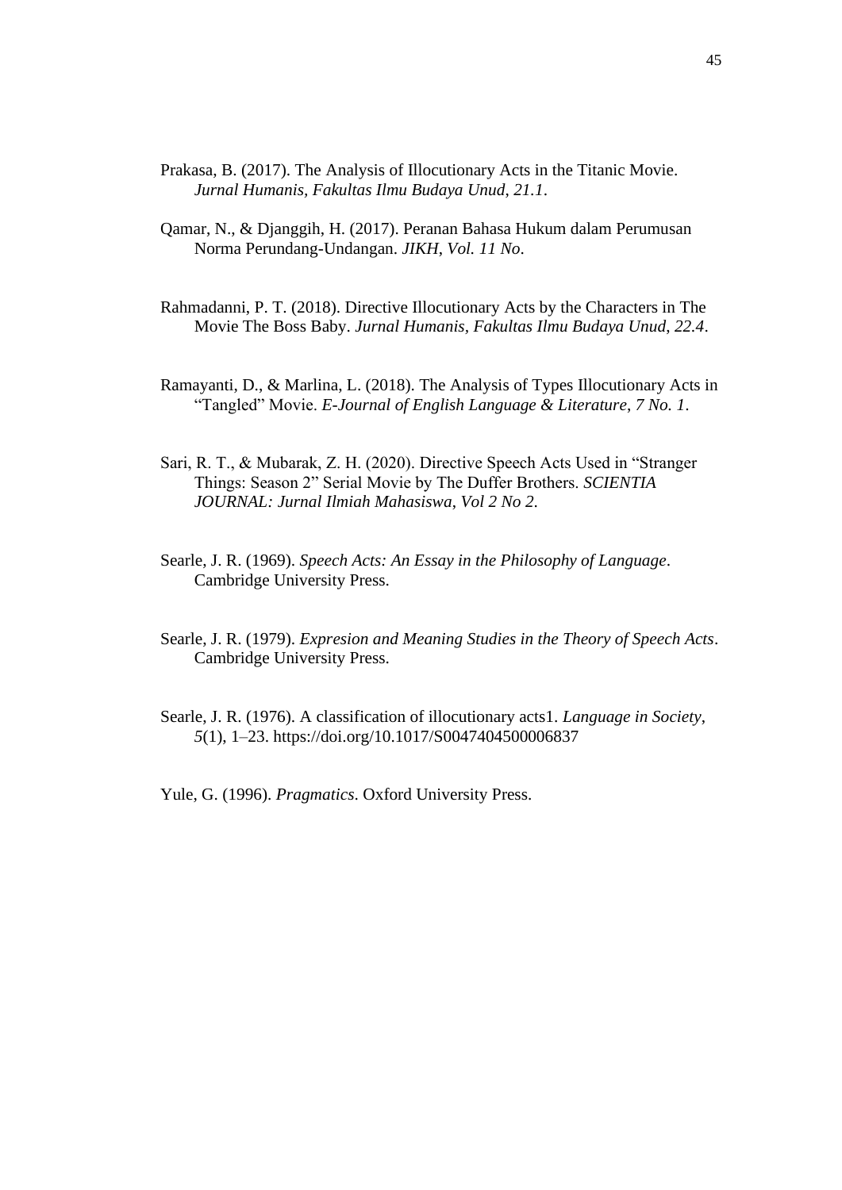Prakasa, B. (2017). The Analysis of Illocutionary Acts in the Titanic Movie. *Jurnal Humanis, Fakultas Ilmu Budaya Unud, 21.1*.

Qamar, N., & Djanggih, H. (2017). Peranan Bahasa Hukum dalam Perumusan Norma Perundang-Undangan. *JIKH, Vol. 11 No*.

Rahmadanni, P. T. (2018). Directive Illocutionary Acts by the Characters in The Movie The Boss Baby. *Jurnal Humanis, Fakultas Ilmu Budaya Unud, 22.4*.

Ramayanti, D., & Marlina, L. (2018). The Analysis of Types Illocutionary Acts in "Tangled" Movie. *E-Journal of English Language & Literature, 7 No. 1*.

Sari, R. T., & Mubarak, Z. H. (2020). Directive Speech Acts Used in "Stranger Things: Season 2" Serial Movie by The Duffer Brothers. *SCIENTIA JOURNAL: Jurnal Ilmiah Mahasiswa, Vol 2 No 2*.

Searle, J. R. (1969). *Speech Acts: An Essay in the Philosophy of Language*. Cambridge University Press.

Searle, J. R. (1979). *Expresion and Meaning Studies in the Theory of Speech Acts*. Cambridge University Press.

Searle, J. R. (1976). A classification of illocutionary acts1. *Language in Society*, *5*(1), 1–23. https://doi.org/10.1017/S0047404500006837

Yule, G. (1996). *Pragmatics*. Oxford University Press.